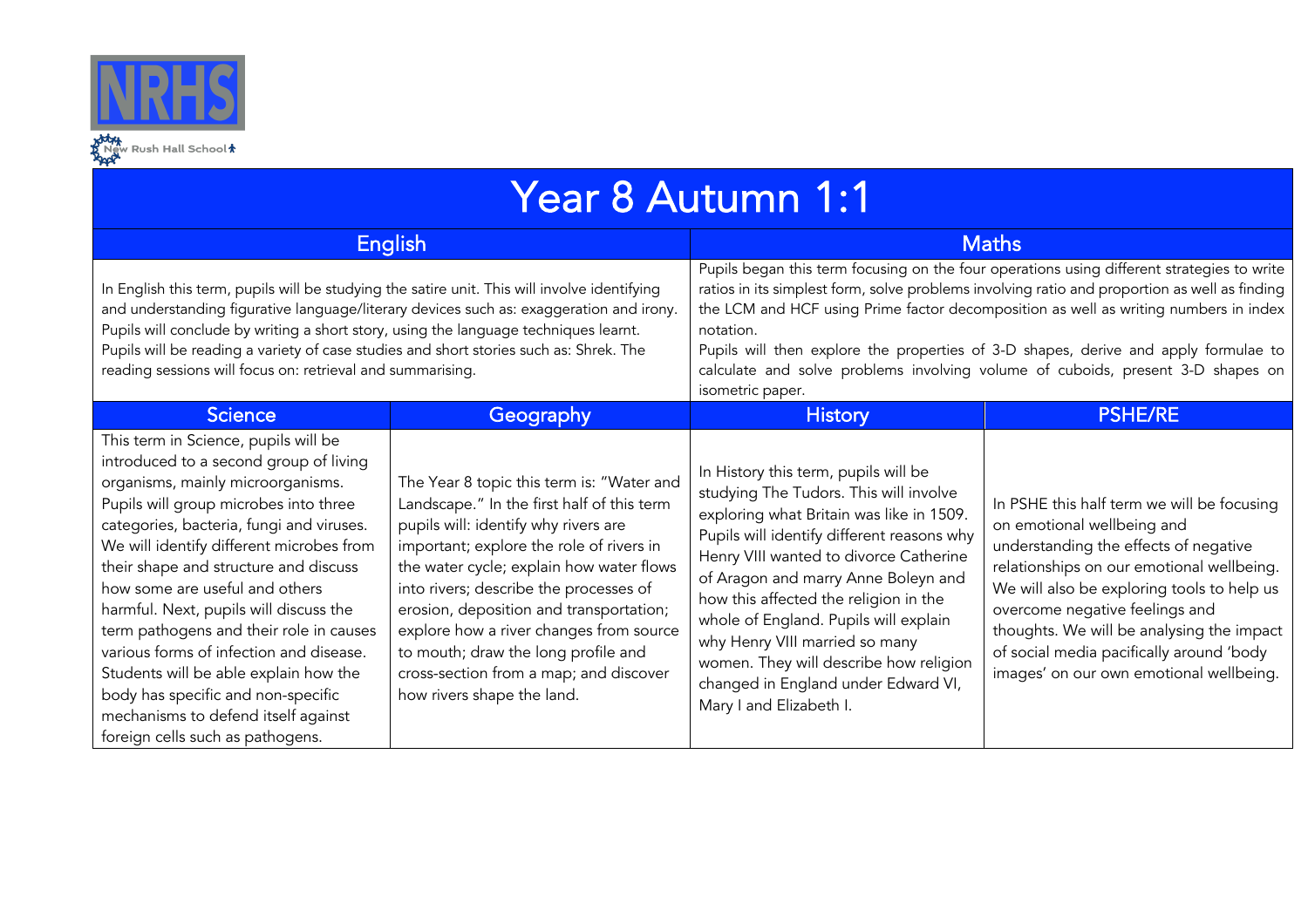NRHS

New Rush Hall School

# Year 8 Autumn 1:1

| English | Maths |
|---|---|
| In English this term, pupils will be studying the satire unit. This will involve identifying and understanding figurative language/literary devices such as: exaggeration and irony. Pupils will conclude by writing a short story, using the language techniques learnt. Pupils will be reading a variety of case studies and short stories such as: Shrek. The reading sessions will focus on: retrieval and summarising. | Pupils began this term focusing on the four operations using different strategies to write ratios in its simplest form, solve problems involving ratio and proportion as well as finding the LCM and HCF using Prime factor decomposition as well as writing numbers in index notation. Pupils will then explore the properties of 3-D shapes, derive and apply formulae to calculate and solve problems involving volume of cuboids, present 3-D shapes on isometric paper. |

| Science | Geography | History | PSHE/RE |
|---|---|---|---|
| This term in Science, pupils will be introduced to a second group of living organisms, mainly microorganisms. Pupils will group microbes into three categories, bacteria, fungi and viruses. We will identify different microbes from their shape and structure and discuss how some are useful and others harmful. Next, pupils will discuss the term pathogens and their role in causes various forms of infection and disease. Students will be able explain how the body has specific and non-specific mechanisms to defend itself against foreign cells such as pathogens. | The Year 8 topic this term is: "Water and Landscape." In the first half of this term pupils will: identify why rivers are important; explore the role of rivers in the water cycle; explain how water flows into rivers; describe the processes of erosion, deposition and transportation; explore how a river changes from source to mouth; draw the long profile and cross-section from a map; and discover how rivers shape the land. | In History this term, pupils will be studying The Tudors. This will involve exploring what Britain was like in 1509. Pupils will identify different reasons why Henry VIII wanted to divorce Catherine of Aragon and marry Anne Boleyn and how this affected the religion in the whole of England. Pupils will explain why Henry VIII married so many women. They will describe how religion changed in England under Edward VI, Mary I and Elizabeth I. | In PSHE this half term we will be focusing on emotional wellbeing and understanding the effects of negative relationships on our emotional wellbeing. We will also be exploring tools to help us overcome negative feelings and thoughts. We will be analysing the impact of social media pacifically around 'body images' on our own emotional wellbeing. |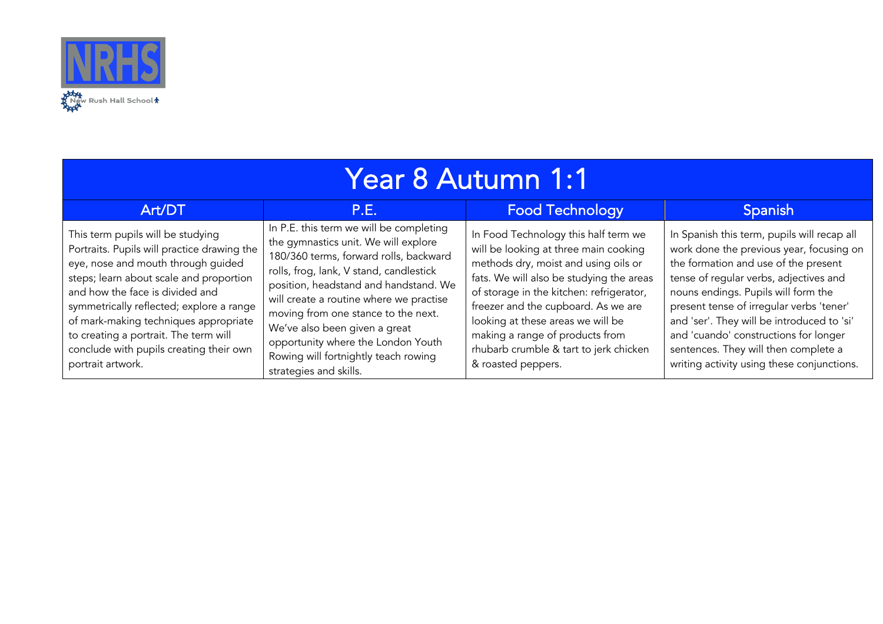NRHS

New Rush Hall School

# Year 8 Autumn 1:1

| Art/DT | P.E. | Food Technology | Spanish |
|---|---|---|---|
| This term pupils will be studying Portraits. Pupils will practice drawing the eye, nose and mouth through guided steps; learn about scale and proportion and how the face is divided and symmetrically reflected; explore a range of mark-making techniques appropriate to creating a portrait. The term will conclude with pupils creating their own portrait artwork. | In P.E. this term we will be completing the gymnastics unit. We will explore 180/360 terms, forward rolls, backward rolls, frog, lank, V stand, candlestick position, headstand and handstand. We will create a routine where we practise moving from one stance to the next. We've also been given a great opportunity where the London Youth Rowing will fortnightly teach rowing strategies and skills. | In Food Technology this half term we will be looking at three main cooking methods dry, moist and using oils or fats. We will also be studying the areas of storage in the kitchen: refrigerator, freezer and the cupboard. As we are looking at these areas we will be making a range of products from rhubarb crumble & tart to jerk chicken & roasted peppers. | In Spanish this term, pupils will recap all work done the previous year, focusing on the formation and use of the present tense of regular verbs, adjectives and nouns endings. Pupils will form the present tense of irregular verbs 'tener' and 'ser'. They will be introduced to 'si' and 'cuando' constructions for longer sentences. They will then complete a writing activity using these conjunctions. |